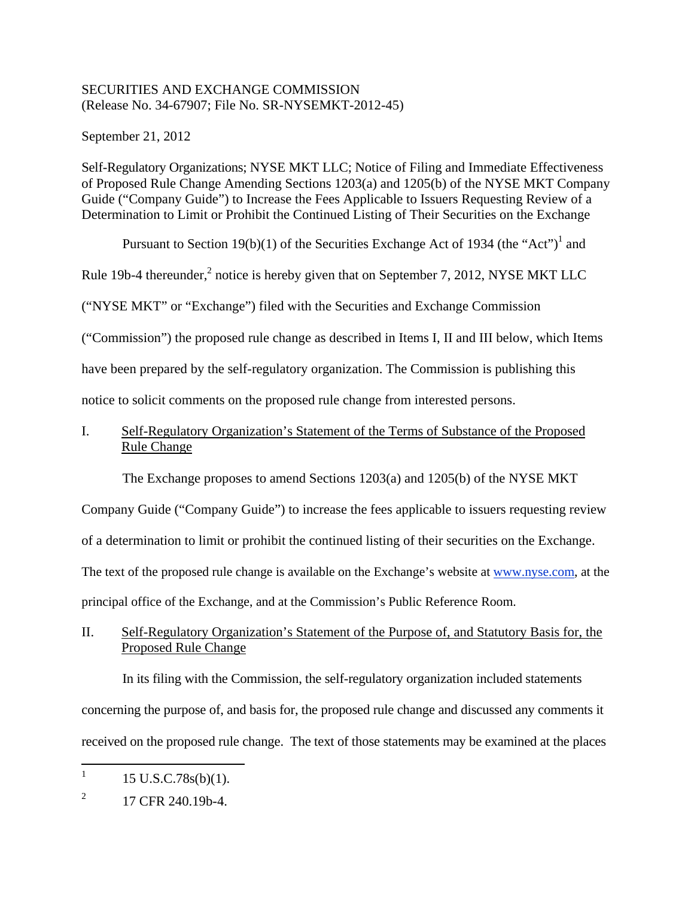SECURITIES AND EXCHANGE COMMISSION
(Release No. 34-67907; File No. SR-NYSEMKT-2012-45)

September 21, 2012

Self-Regulatory Organizations; NYSE MKT LLC; Notice of Filing and Immediate Effectiveness of Proposed Rule Change Amending Sections 1203(a) and 1205(b) of the NYSE MKT Company Guide ("Company Guide") to Increase the Fees Applicable to Issuers Requesting Review of a Determination to Limit or Prohibit the Continued Listing of Their Securities on the Exchange

Pursuant to Section 19(b)(1) of the Securities Exchange Act of 1934 (the "Act")[1] and Rule 19b-4 thereunder,[2] notice is hereby given that on September 7, 2012, NYSE MKT LLC ("NYSE MKT" or "Exchange") filed with the Securities and Exchange Commission ("Commission") the proposed rule change as described in Items I, II and III below, which Items have been prepared by the self-regulatory organization. The Commission is publishing this notice to solicit comments on the proposed rule change from interested persons.

## I. Self-Regulatory Organization's Statement of the Terms of Substance of the Proposed Rule Change

The Exchange proposes to amend Sections 1203(a) and 1205(b) of the NYSE MKT Company Guide ("Company Guide") to increase the fees applicable to issuers requesting review of a determination to limit or prohibit the continued listing of their securities on the Exchange. The text of the proposed rule change is available on the Exchange's website at www.nyse.com, at the principal office of the Exchange, and at the Commission's Public Reference Room.

## II. Self-Regulatory Organization's Statement of the Purpose of, and Statutory Basis for, the Proposed Rule Change

In its filing with the Commission, the self-regulatory organization included statements concerning the purpose of, and basis for, the proposed rule change and discussed any comments it received on the proposed rule change. The text of those statements may be examined at the places

---

[1] 15 U.S.C.78s(b)(1).

[2] 17 CFR 240.19b-4.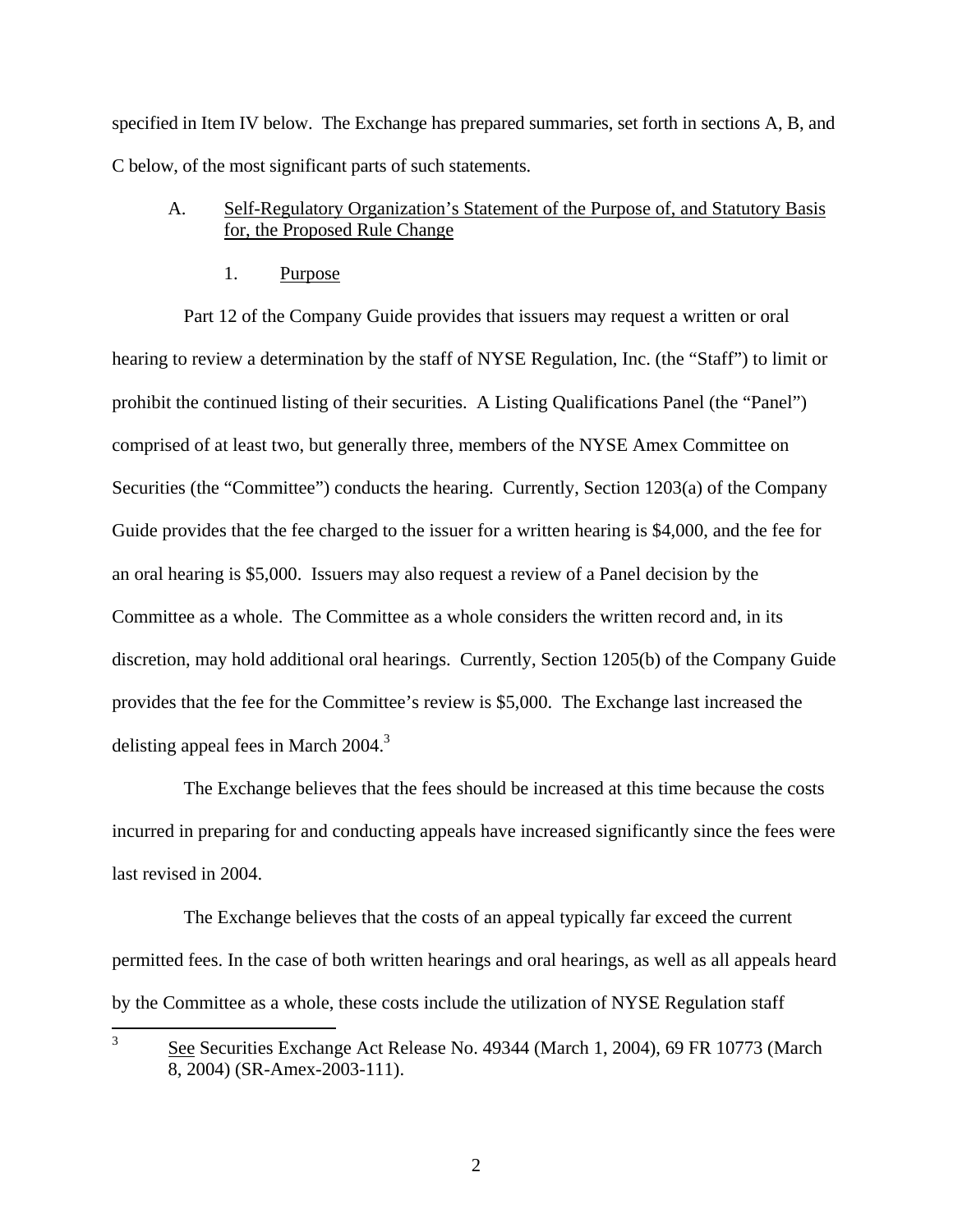specified in Item IV below. The Exchange has prepared summaries, set forth in sections A, B, and C below, of the most significant parts of such statements.

A. Self-Regulatory Organization's Statement of the Purpose of, and Statutory Basis for, the Proposed Rule Change

1. Purpose

Part 12 of the Company Guide provides that issuers may request a written or oral hearing to review a determination by the staff of NYSE Regulation, Inc. (the "Staff") to limit or prohibit the continued listing of their securities. A Listing Qualifications Panel (the "Panel") comprised of at least two, but generally three, members of the NYSE Amex Committee on Securities (the "Committee") conducts the hearing. Currently, Section 1203(a) of the Company Guide provides that the fee charged to the issuer for a written hearing is $4,000, and the fee for an oral hearing is $5,000. Issuers may also request a review of a Panel decision by the Committee as a whole. The Committee as a whole considers the written record and, in its discretion, may hold additional oral hearings. Currently, Section 1205(b) of the Company Guide provides that the fee for the Committee's review is $5,000. The Exchange last increased the delisting appeal fees in March 2004.[3]

The Exchange believes that the fees should be increased at this time because the costs incurred in preparing for and conducting appeals have increased significantly since the fees were last revised in 2004.

The Exchange believes that the costs of an appeal typically far exceed the current permitted fees. In the case of both written hearings and oral hearings, as well as all appeals heard by the Committee as a whole, these costs include the utilization of NYSE Regulation staff

[3] See Securities Exchange Act Release No. 49344 (March 1, 2004), 69 FR 10773 (March 8, 2004) (SR-Amex-2003-111).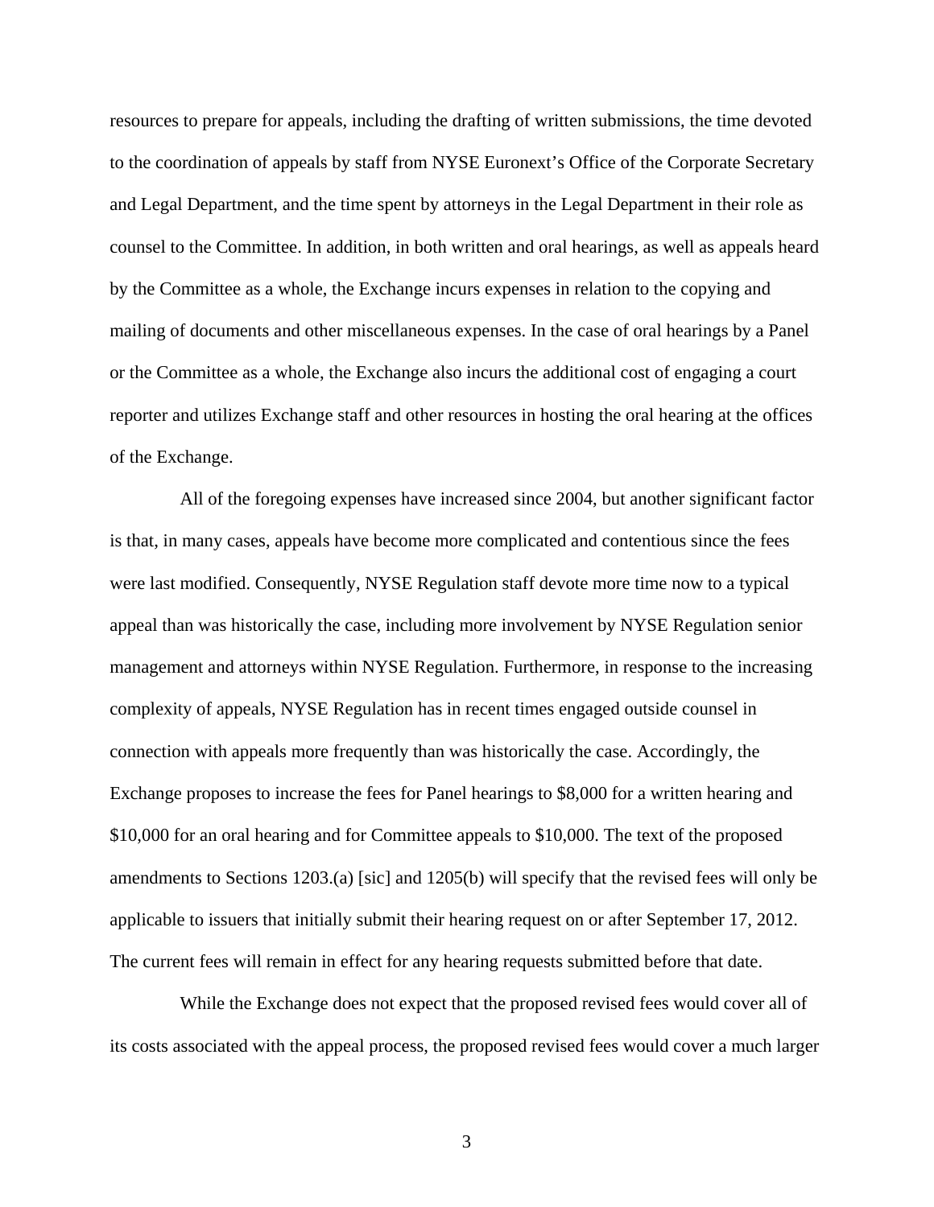resources to prepare for appeals, including the drafting of written submissions, the time devoted to the coordination of appeals by staff from NYSE Euronext's Office of the Corporate Secretary and Legal Department, and the time spent by attorneys in the Legal Department in their role as counsel to the Committee. In addition, in both written and oral hearings, as well as appeals heard by the Committee as a whole, the Exchange incurs expenses in relation to the copying and mailing of documents and other miscellaneous expenses. In the case of oral hearings by a Panel or the Committee as a whole, the Exchange also incurs the additional cost of engaging a court reporter and utilizes Exchange staff and other resources in hosting the oral hearing at the offices of the Exchange.

All of the foregoing expenses have increased since 2004, but another significant factor is that, in many cases, appeals have become more complicated and contentious since the fees were last modified. Consequently, NYSE Regulation staff devote more time now to a typical appeal than was historically the case, including more involvement by NYSE Regulation senior management and attorneys within NYSE Regulation. Furthermore, in response to the increasing complexity of appeals, NYSE Regulation has in recent times engaged outside counsel in connection with appeals more frequently than was historically the case. Accordingly, the Exchange proposes to increase the fees for Panel hearings to $8,000 for a written hearing and $10,000 for an oral hearing and for Committee appeals to $10,000. The text of the proposed amendments to Sections 1203.(a) [sic] and 1205(b) will specify that the revised fees will only be applicable to issuers that initially submit their hearing request on or after September 17, 2012. The current fees will remain in effect for any hearing requests submitted before that date.

While the Exchange does not expect that the proposed revised fees would cover all of its costs associated with the appeal process, the proposed revised fees would cover a much larger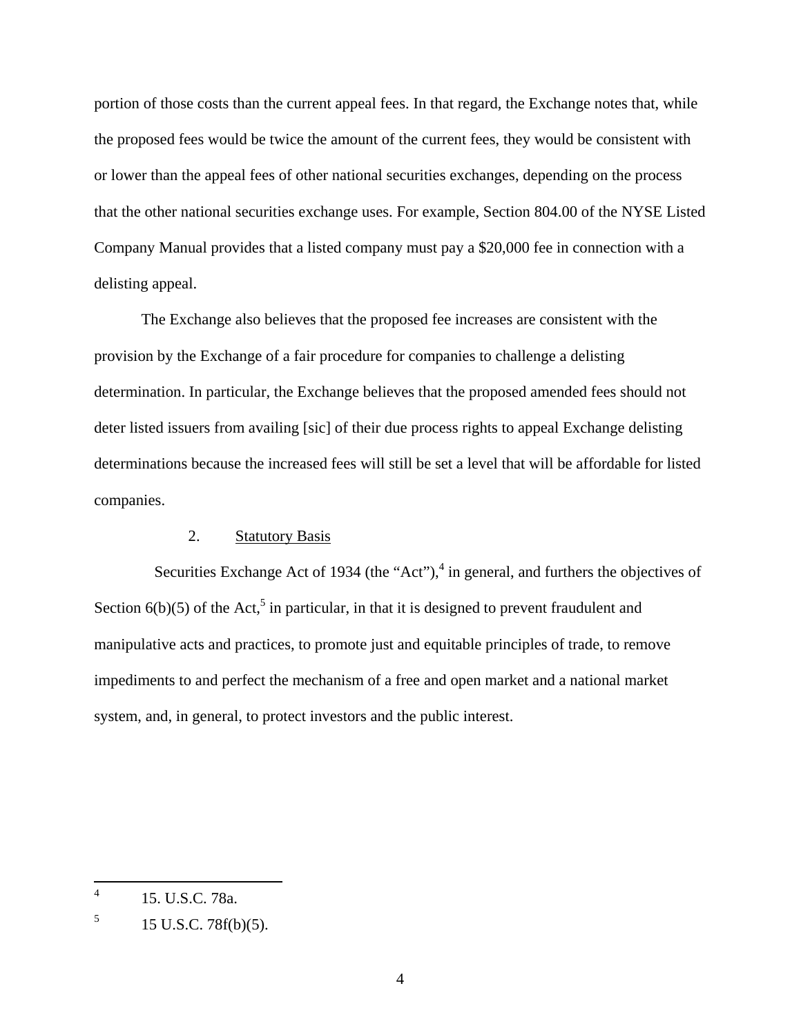portion of those costs than the current appeal fees. In that regard, the Exchange notes that, while the proposed fees would be twice the amount of the current fees, they would be consistent with or lower than the appeal fees of other national securities exchanges, depending on the process that the other national securities exchange uses. For example, Section 804.00 of the NYSE Listed Company Manual provides that a listed company must pay a $20,000 fee in connection with a delisting appeal.

The Exchange also believes that the proposed fee increases are consistent with the provision by the Exchange of a fair procedure for companies to challenge a delisting determination. In particular, the Exchange believes that the proposed amended fees should not deter listed issuers from availing [sic] of their due process rights to appeal Exchange delisting determinations because the increased fees will still be set a level that will be affordable for listed companies.

2. Statutory Basis

Securities Exchange Act of 1934 (the "Act"),[4] in general, and furthers the objectives of Section 6(b)(5) of the Act,[5] in particular, in that it is designed to prevent fraudulent and manipulative acts and practices, to promote just and equitable principles of trade, to remove impediments to and perfect the mechanism of a free and open market and a national market system, and, in general, to protect investors and the public interest.

---

[4] 15. U.S.C. 78a.

[5] 15 U.S.C. 78f(b)(5).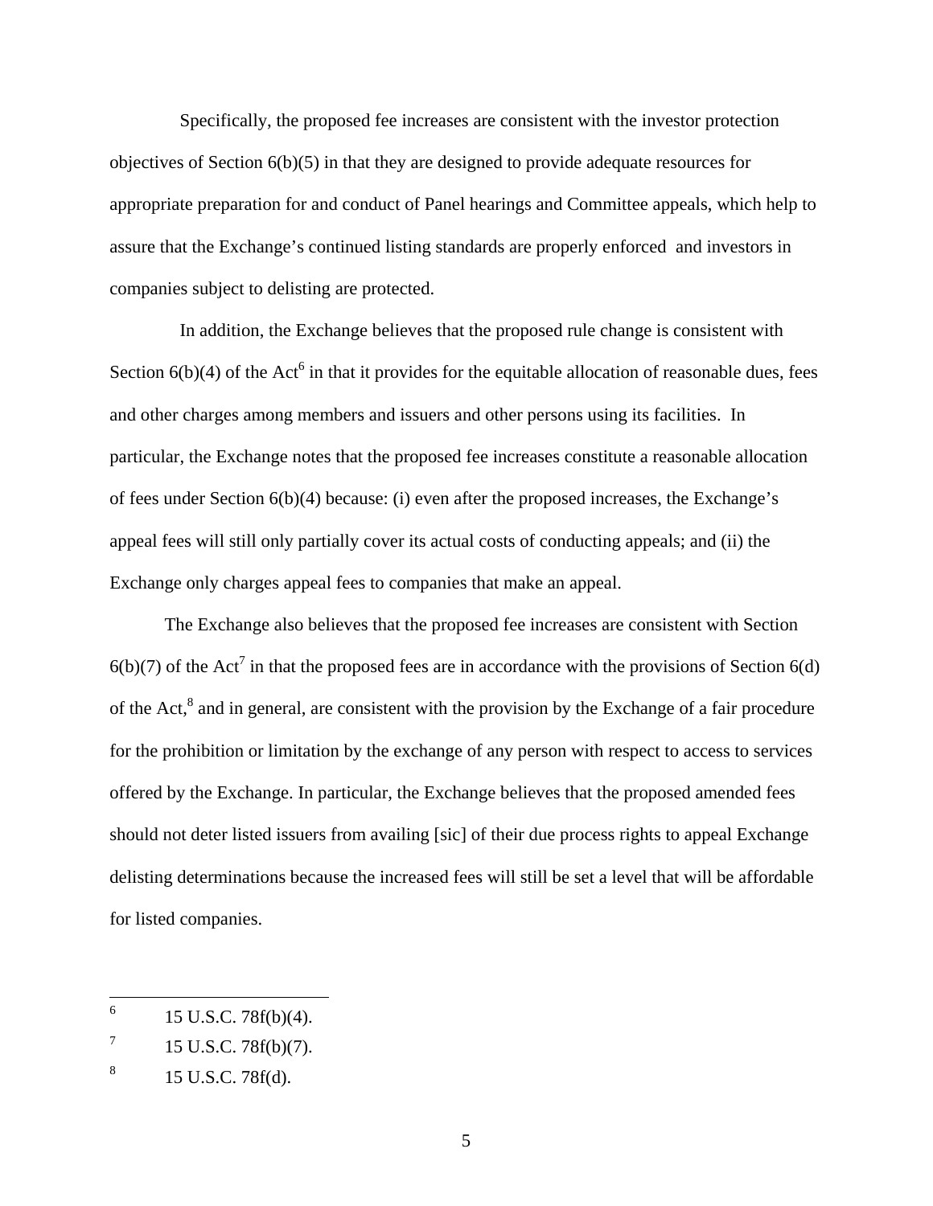Specifically, the proposed fee increases are consistent with the investor protection objectives of Section 6(b)(5) in that they are designed to provide adequate resources for appropriate preparation for and conduct of Panel hearings and Committee appeals, which help to assure that the Exchange's continued listing standards are properly enforced and investors in companies subject to delisting are protected.

In addition, the Exchange believes that the proposed rule change is consistent with Section 6(b)(4) of the Act[6] in that it provides for the equitable allocation of reasonable dues, fees and other charges among members and issuers and other persons using its facilities. In particular, the Exchange notes that the proposed fee increases constitute a reasonable allocation of fees under Section 6(b)(4) because: (i) even after the proposed increases, the Exchange's appeal fees will still only partially cover its actual costs of conducting appeals; and (ii) the Exchange only charges appeal fees to companies that make an appeal.

The Exchange also believes that the proposed fee increases are consistent with Section 6(b)(7) of the Act[7] in that the proposed fees are in accordance with the provisions of Section 6(d) of the Act,[8] and in general, are consistent with the provision by the Exchange of a fair procedure for the prohibition or limitation by the exchange of any person with respect to access to services offered by the Exchange. In particular, the Exchange believes that the proposed amended fees should not deter listed issuers from availing [sic] of their due process rights to appeal Exchange delisting determinations because the increased fees will still be set a level that will be affordable for listed companies.

---

[6] 15 U.S.C. 78f(b)(4).

[7] 15 U.S.C. 78f(b)(7).

[8] 15 U.S.C. 78f(d).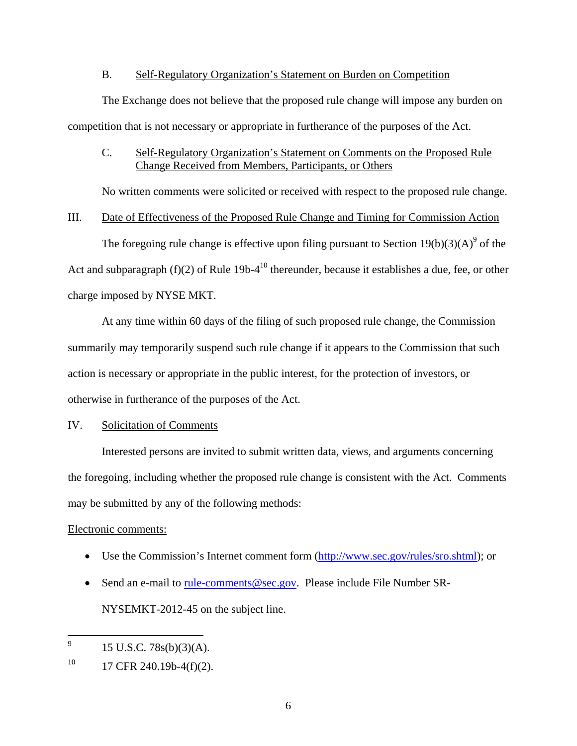B. Self-Regulatory Organization's Statement on Burden on Competition

The Exchange does not believe that the proposed rule change will impose any burden on competition that is not necessary or appropriate in furtherance of the purposes of the Act.

C. Self-Regulatory Organization's Statement on Comments on the Proposed Rule Change Received from Members, Participants, or Others

No written comments were solicited or received with respect to the proposed rule change.

III. Date of Effectiveness of the Proposed Rule Change and Timing for Commission Action

The foregoing rule change is effective upon filing pursuant to Section 19(b)(3)(A)[9] of the Act and subparagraph (f)(2) of Rule 19b-4[10] thereunder, because it establishes a due, fee, or other charge imposed by NYSE MKT.

At any time within 60 days of the filing of such proposed rule change, the Commission summarily may temporarily suspend such rule change if it appears to the Commission that such action is necessary or appropriate in the public interest, for the protection of investors, or otherwise in furtherance of the purposes of the Act.

IV. Solicitation of Comments

Interested persons are invited to submit written data, views, and arguments concerning the foregoing, including whether the proposed rule change is consistent with the Act. Comments may be submitted by any of the following methods:

Electronic comments:

- Use the Commission's Internet comment form (http://www.sec.gov/rules/sro.shtml); or
- Send an e-mail to rule-comments@sec.gov. Please include File Number SR-NYSEMKT-2012-45 on the subject line.

---

9 15 U.S.C. 78s(b)(3)(A).

10 17 CFR 240.19b-4(f)(2).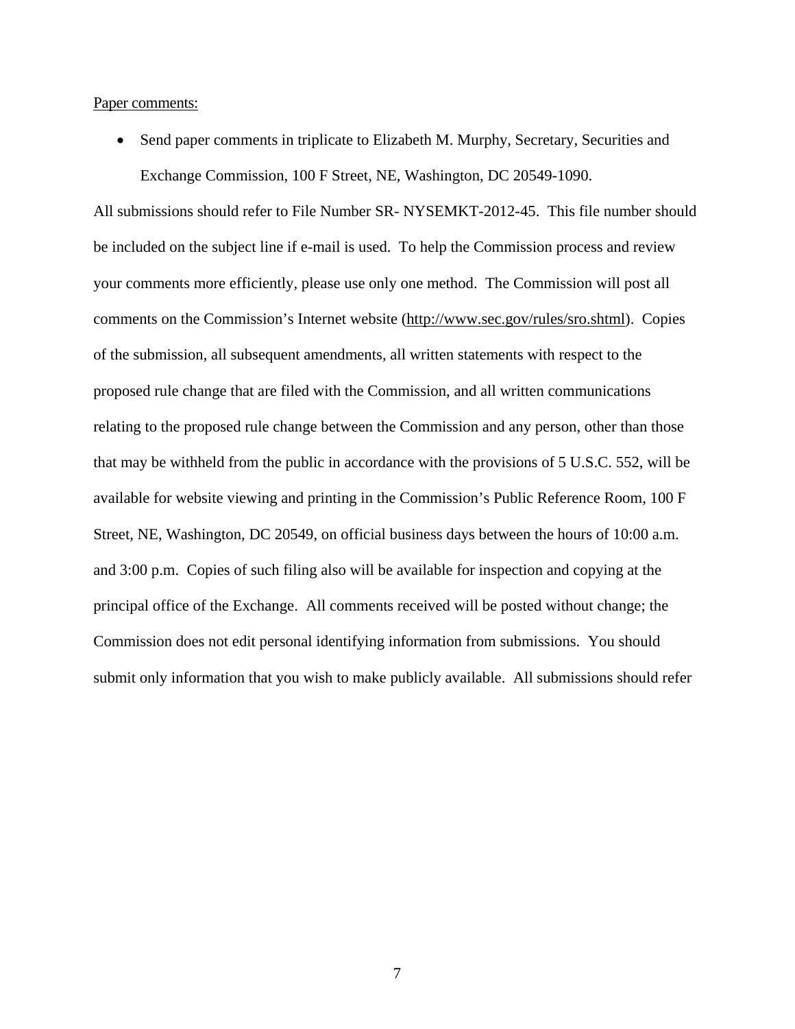Paper comments:

- Send paper comments in triplicate to Elizabeth M. Murphy, Secretary, Securities and Exchange Commission, 100 F Street, NE, Washington, DC 20549-1090.

All submissions should refer to File Number SR- NYSEMKT-2012-45. This file number should be included on the subject line if e-mail is used. To help the Commission process and review your comments more efficiently, please use only one method. The Commission will post all comments on the Commission's Internet website (http://www.sec.gov/rules/sro.shtml). Copies of the submission, all subsequent amendments, all written statements with respect to the proposed rule change that are filed with the Commission, and all written communications relating to the proposed rule change between the Commission and any person, other than those that may be withheld from the public in accordance with the provisions of 5 U.S.C. 552, will be available for website viewing and printing in the Commission's Public Reference Room, 100 F Street, NE, Washington, DC 20549, on official business days between the hours of 10:00 a.m. and 3:00 p.m. Copies of such filing also will be available for inspection and copying at the principal office of the Exchange. All comments received will be posted without change; the Commission does not edit personal identifying information from submissions. You should submit only information that you wish to make publicly available. All submissions should refer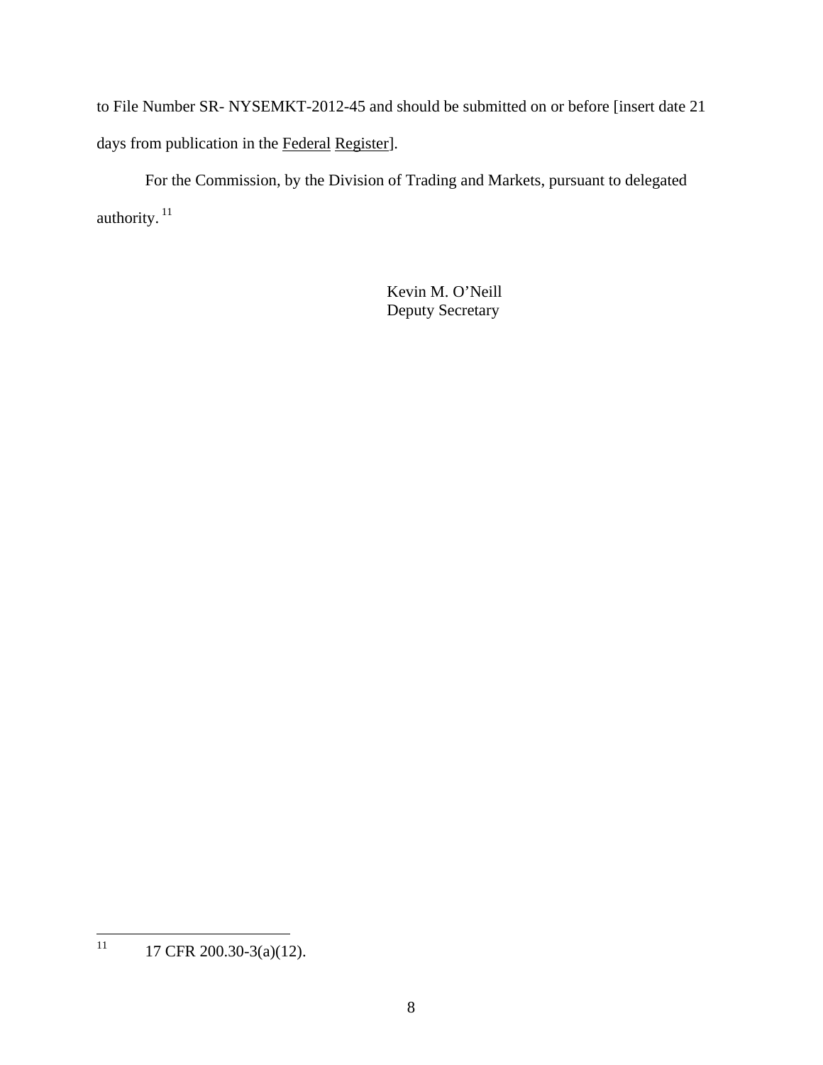to File Number SR- NYSEMKT-2012-45 and should be submitted on or before [insert date 21 days from publication in the Federal Register].

For the Commission, by the Division of Trading and Markets, pursuant to delegated authority.[11]

Kevin M. O'Neill
Deputy Secretary

---

[11] 17 CFR 200.30-3(a)(12).